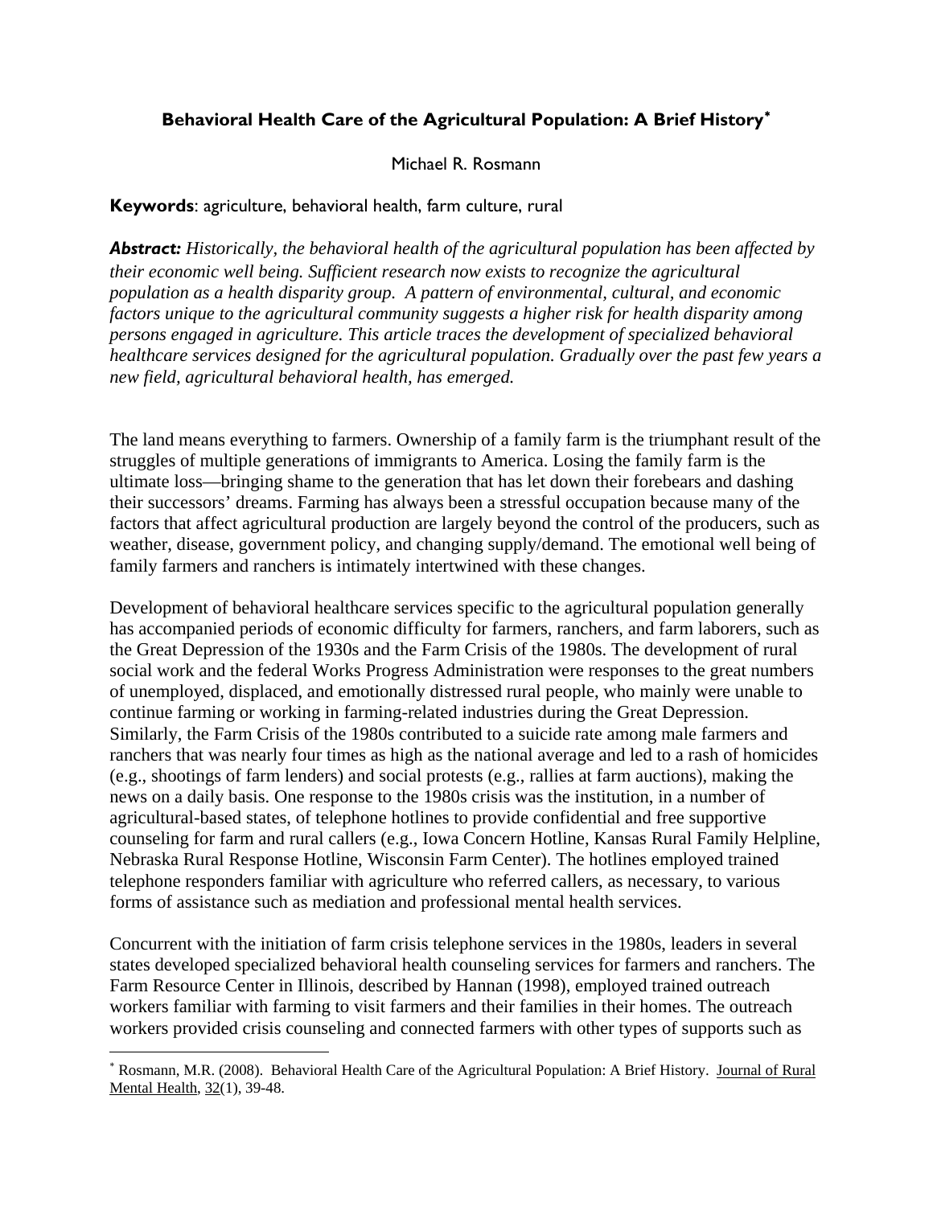## Behavioral Health Care of the Agricultural Population: A Brief History[*]

Michael R. Rosmann

**Keywords**: agriculture, behavioral health, farm culture, rural

***Abstract:*** *Historically, the behavioral health of the agricultural population has been affected by their economic well being. Sufficient research now exists to recognize the agricultural population as a health disparity group. A pattern of environmental, cultural, and economic factors unique to the agricultural community suggests a higher risk for health disparity among persons engaged in agriculture. This article traces the development of specialized behavioral healthcare services designed for the agricultural population. Gradually over the past few years a new field, agricultural behavioral health, has emerged.*

The land means everything to farmers. Ownership of a family farm is the triumphant result of the struggles of multiple generations of immigrants to America. Losing the family farm is the ultimate loss—bringing shame to the generation that has let down their forebears and dashing their successors' dreams. Farming has always been a stressful occupation because many of the factors that affect agricultural production are largely beyond the control of the producers, such as weather, disease, government policy, and changing supply/demand. The emotional well being of family farmers and ranchers is intimately intertwined with these changes.

Development of behavioral healthcare services specific to the agricultural population generally has accompanied periods of economic difficulty for farmers, ranchers, and farm laborers, such as the Great Depression of the 1930s and the Farm Crisis of the 1980s. The development of rural social work and the federal Works Progress Administration were responses to the great numbers of unemployed, displaced, and emotionally distressed rural people, who mainly were unable to continue farming or working in farming-related industries during the Great Depression. Similarly, the Farm Crisis of the 1980s contributed to a suicide rate among male farmers and ranchers that was nearly four times as high as the national average and led to a rash of homicides (e.g., shootings of farm lenders) and social protests (e.g., rallies at farm auctions), making the news on a daily basis. One response to the 1980s crisis was the institution, in a number of agricultural-based states, of telephone hotlines to provide confidential and free supportive counseling for farm and rural callers (e.g., Iowa Concern Hotline, Kansas Rural Family Helpline, Nebraska Rural Response Hotline, Wisconsin Farm Center). The hotlines employed trained telephone responders familiar with agriculture who referred callers, as necessary, to various forms of assistance such as mediation and professional mental health services.

Concurrent with the initiation of farm crisis telephone services in the 1980s, leaders in several states developed specialized behavioral health counseling services for farmers and ranchers. The Farm Resource Center in Illinois, described by Hannan (1998), employed trained outreach workers familiar with farming to visit farmers and their families in their homes. The outreach workers provided crisis counseling and connected farmers with other types of supports such as

[*] Rosmann, M.R. (2008). Behavioral Health Care of the Agricultural Population: A Brief History. Journal of Rural Mental Health, 32(1), 39-48.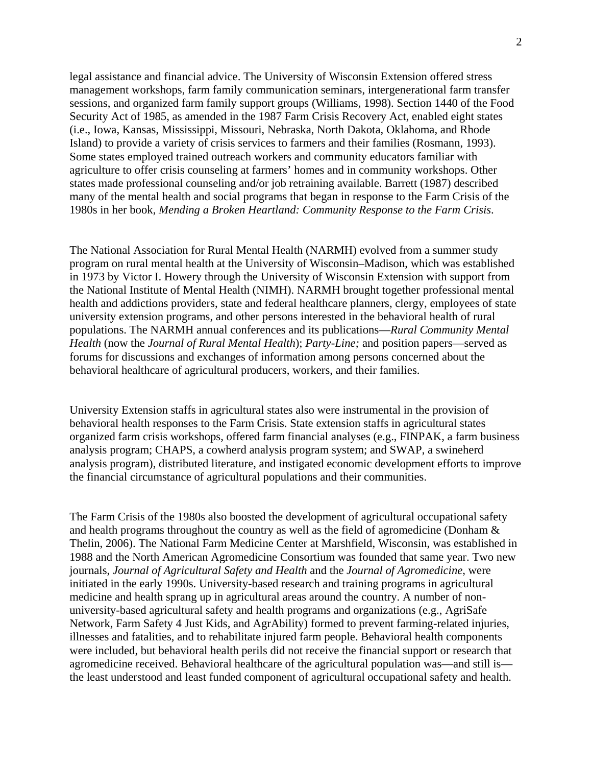legal assistance and financial advice. The University of Wisconsin Extension offered stress management workshops, farm family communication seminars, intergenerational farm transfer sessions, and organized farm family support groups (Williams, 1998). Section 1440 of the Food Security Act of 1985, as amended in the 1987 Farm Crisis Recovery Act, enabled eight states (i.e., Iowa, Kansas, Mississippi, Missouri, Nebraska, North Dakota, Oklahoma, and Rhode Island) to provide a variety of crisis services to farmers and their families (Rosmann, 1993). Some states employed trained outreach workers and community educators familiar with agriculture to offer crisis counseling at farmers' homes and in community workshops. Other states made professional counseling and/or job retraining available. Barrett (1987) described many of the mental health and social programs that began in response to the Farm Crisis of the 1980s in her book, *Mending a Broken Heartland: Community Response to the Farm Crisis*.

The National Association for Rural Mental Health (NARMH) evolved from a summer study program on rural mental health at the University of Wisconsin–Madison, which was established in 1973 by Victor I. Howery through the University of Wisconsin Extension with support from the National Institute of Mental Health (NIMH). NARMH brought together professional mental health and addictions providers, state and federal healthcare planners, clergy, employees of state university extension programs, and other persons interested in the behavioral health of rural populations. The NARMH annual conferences and its publications—*Rural Community Mental Health* (now the *Journal of Rural Mental Health*); *Party-Line;* and position papers—served as forums for discussions and exchanges of information among persons concerned about the behavioral healthcare of agricultural producers, workers, and their families.

University Extension staffs in agricultural states also were instrumental in the provision of behavioral health responses to the Farm Crisis. State extension staffs in agricultural states organized farm crisis workshops, offered farm financial analyses (e.g., FINPAK, a farm business analysis program; CHAPS, a cowherd analysis program system; and SWAP, a swineherd analysis program), distributed literature, and instigated economic development efforts to improve the financial circumstance of agricultural populations and their communities.

The Farm Crisis of the 1980s also boosted the development of agricultural occupational safety and health programs throughout the country as well as the field of agromedicine (Donham & Thelin, 2006). The National Farm Medicine Center at Marshfield, Wisconsin, was established in 1988 and the North American Agromedicine Consortium was founded that same year. Two new journals, *Journal of Agricultural Safety and Health* and the *Journal of Agromedicine*, were initiated in the early 1990s. University-based research and training programs in agricultural medicine and health sprang up in agricultural areas around the country. A number of non-university-based agricultural safety and health programs and organizations (e.g., AgriSafe Network, Farm Safety 4 Just Kids, and AgrAbility) formed to prevent farming-related injuries, illnesses and fatalities, and to rehabilitate injured farm people. Behavioral health components were included, but behavioral health perils did not receive the financial support or research that agromedicine received. Behavioral healthcare of the agricultural population was—and still is—the least understood and least funded component of agricultural occupational safety and health.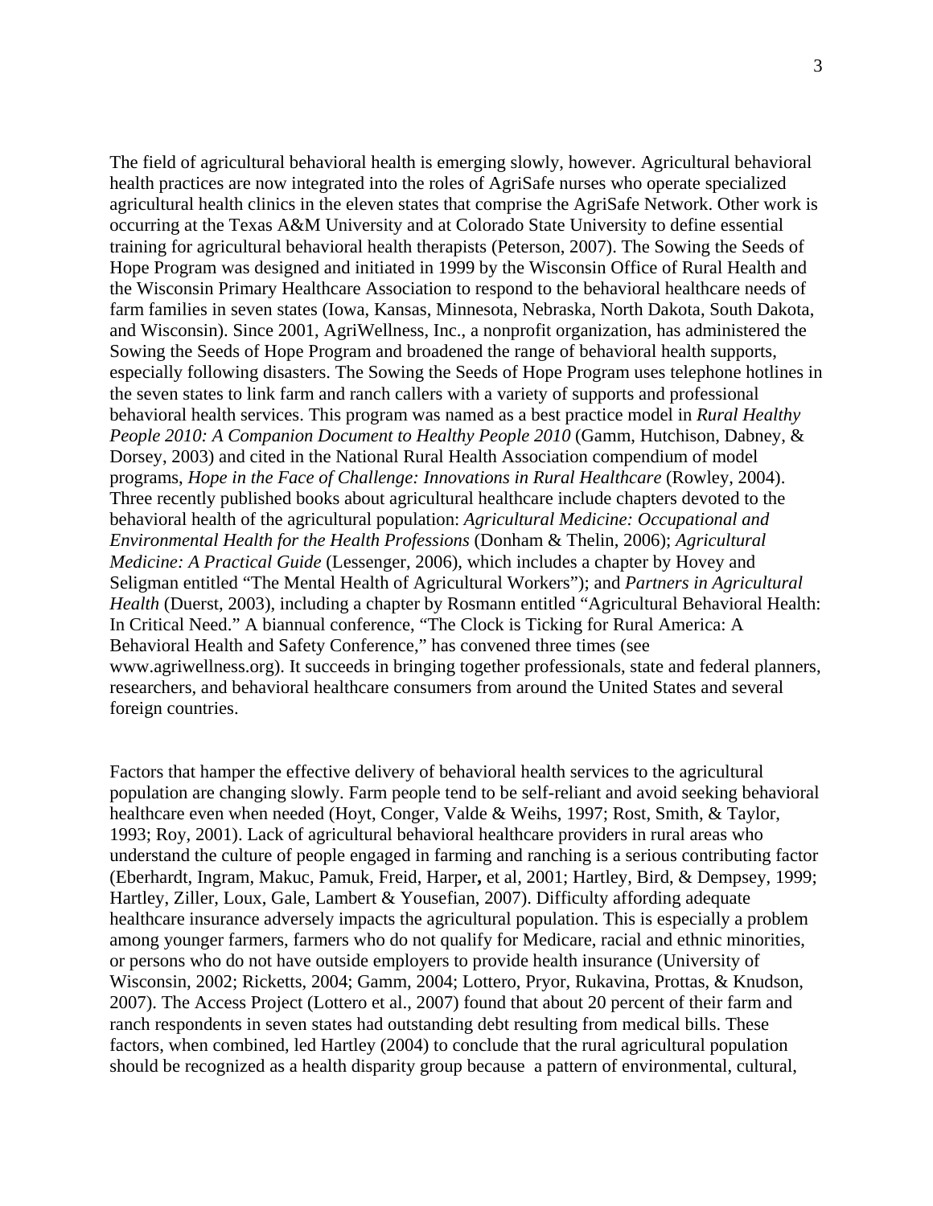The field of agricultural behavioral health is emerging slowly, however. Agricultural behavioral health practices are now integrated into the roles of AgriSafe nurses who operate specialized agricultural health clinics in the eleven states that comprise the AgriSafe Network. Other work is occurring at the Texas A&M University and at Colorado State University to define essential training for agricultural behavioral health therapists (Peterson, 2007). The Sowing the Seeds of Hope Program was designed and initiated in 1999 by the Wisconsin Office of Rural Health and the Wisconsin Primary Healthcare Association to respond to the behavioral healthcare needs of farm families in seven states (Iowa, Kansas, Minnesota, Nebraska, North Dakota, South Dakota, and Wisconsin). Since 2001, AgriWellness, Inc., a nonprofit organization, has administered the Sowing the Seeds of Hope Program and broadened the range of behavioral health supports, especially following disasters. The Sowing the Seeds of Hope Program uses telephone hotlines in the seven states to link farm and ranch callers with a variety of supports and professional behavioral health services. This program was named as a best practice model in *Rural Healthy People 2010: A Companion Document to Healthy People 2010* (Gamm, Hutchison, Dabney, & Dorsey, 2003) and cited in the National Rural Health Association compendium of model programs, *Hope in the Face of Challenge: Innovations in Rural Healthcare* (Rowley, 2004). Three recently published books about agricultural healthcare include chapters devoted to the behavioral health of the agricultural population: *Agricultural Medicine: Occupational and Environmental Health for the Health Professions* (Donham & Thelin, 2006); *Agricultural Medicine: A Practical Guide* (Lessenger, 2006), which includes a chapter by Hovey and Seligman entitled "The Mental Health of Agricultural Workers"); and *Partners in Agricultural Health* (Duerst, 2003), including a chapter by Rosmann entitled "Agricultural Behavioral Health: In Critical Need." A biannual conference, "The Clock is Ticking for Rural America: A Behavioral Health and Safety Conference," has convened three times (see www.agriwellness.org). It succeeds in bringing together professionals, state and federal planners, researchers, and behavioral healthcare consumers from around the United States and several foreign countries.

Factors that hamper the effective delivery of behavioral health services to the agricultural population are changing slowly. Farm people tend to be self-reliant and avoid seeking behavioral healthcare even when needed (Hoyt, Conger, Valde & Weihs, 1997; Rost, Smith, & Taylor, 1993; Roy, 2001). Lack of agricultural behavioral healthcare providers in rural areas who understand the culture of people engaged in farming and ranching is a serious contributing factor (Eberhardt, Ingram, Makuc, Pamuk, Freid, Harper, et al, 2001; Hartley, Bird, & Dempsey, 1999; Hartley, Ziller, Loux, Gale, Lambert & Yousefian, 2007). Difficulty affording adequate healthcare insurance adversely impacts the agricultural population. This is especially a problem among younger farmers, farmers who do not qualify for Medicare, racial and ethnic minorities, or persons who do not have outside employers to provide health insurance (University of Wisconsin, 2002; Ricketts, 2004; Gamm, 2004; Lottero, Pryor, Rukavina, Prottas, & Knudson, 2007). The Access Project (Lottero et al., 2007) found that about 20 percent of their farm and ranch respondents in seven states had outstanding debt resulting from medical bills. These factors, when combined, led Hartley (2004) to conclude that the rural agricultural population should be recognized as a health disparity group because a pattern of environmental, cultural,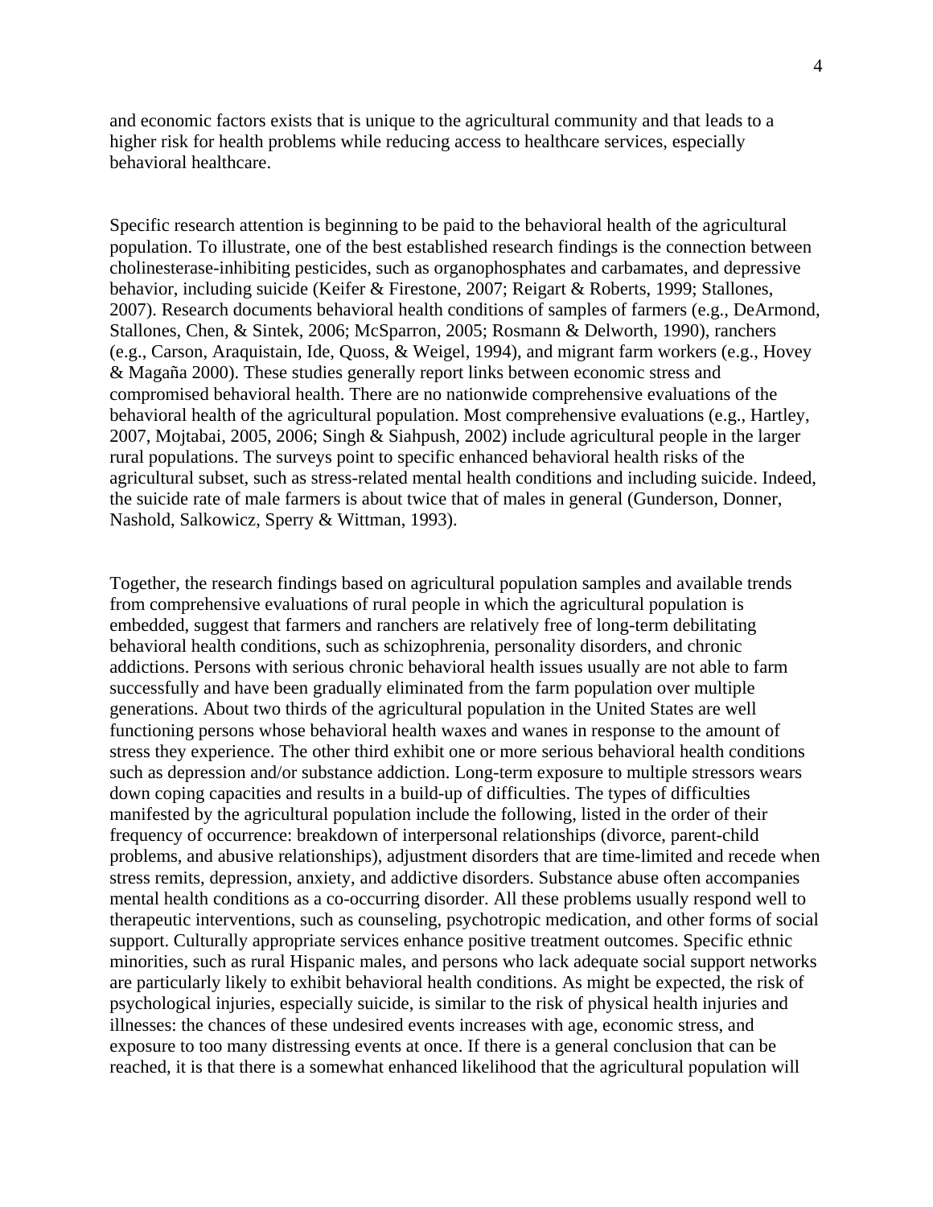and economic factors exists that is unique to the agricultural community and that leads to a higher risk for health problems while reducing access to healthcare services, especially behavioral healthcare.

Specific research attention is beginning to be paid to the behavioral health of the agricultural population. To illustrate, one of the best established research findings is the connection between cholinesterase-inhibiting pesticides, such as organophosphates and carbamates, and depressive behavior, including suicide (Keifer & Firestone, 2007; Reigart & Roberts, 1999; Stallones, 2007). Research documents behavioral health conditions of samples of farmers (e.g., DeArmond, Stallones, Chen, & Sintek, 2006; McSparron, 2005; Rosmann & Delworth, 1990), ranchers (e.g., Carson, Araquistain, Ide, Quoss, & Weigel, 1994), and migrant farm workers (e.g., Hovey & Magaña 2000). These studies generally report links between economic stress and compromised behavioral health. There are no nationwide comprehensive evaluations of the behavioral health of the agricultural population. Most comprehensive evaluations (e.g., Hartley, 2007, Mojtabai, 2005, 2006; Singh & Siahpush, 2002) include agricultural people in the larger rural populations. The surveys point to specific enhanced behavioral health risks of the agricultural subset, such as stress-related mental health conditions and including suicide. Indeed, the suicide rate of male farmers is about twice that of males in general (Gunderson, Donner, Nashold, Salkowicz, Sperry & Wittman, 1993).

Together, the research findings based on agricultural population samples and available trends from comprehensive evaluations of rural people in which the agricultural population is embedded, suggest that farmers and ranchers are relatively free of long-term debilitating behavioral health conditions, such as schizophrenia, personality disorders, and chronic addictions. Persons with serious chronic behavioral health issues usually are not able to farm successfully and have been gradually eliminated from the farm population over multiple generations. About two thirds of the agricultural population in the United States are well functioning persons whose behavioral health waxes and wanes in response to the amount of stress they experience. The other third exhibit one or more serious behavioral health conditions such as depression and/or substance addiction. Long-term exposure to multiple stressors wears down coping capacities and results in a build-up of difficulties. The types of difficulties manifested by the agricultural population include the following, listed in the order of their frequency of occurrence: breakdown of interpersonal relationships (divorce, parent-child problems, and abusive relationships), adjustment disorders that are time-limited and recede when stress remits, depression, anxiety, and addictive disorders. Substance abuse often accompanies mental health conditions as a co-occurring disorder. All these problems usually respond well to therapeutic interventions, such as counseling, psychotropic medication, and other forms of social support. Culturally appropriate services enhance positive treatment outcomes. Specific ethnic minorities, such as rural Hispanic males, and persons who lack adequate social support networks are particularly likely to exhibit behavioral health conditions. As might be expected, the risk of psychological injuries, especially suicide, is similar to the risk of physical health injuries and illnesses: the chances of these undesired events increases with age, economic stress, and exposure to too many distressing events at once. If there is a general conclusion that can be reached, it is that there is a somewhat enhanced likelihood that the agricultural population will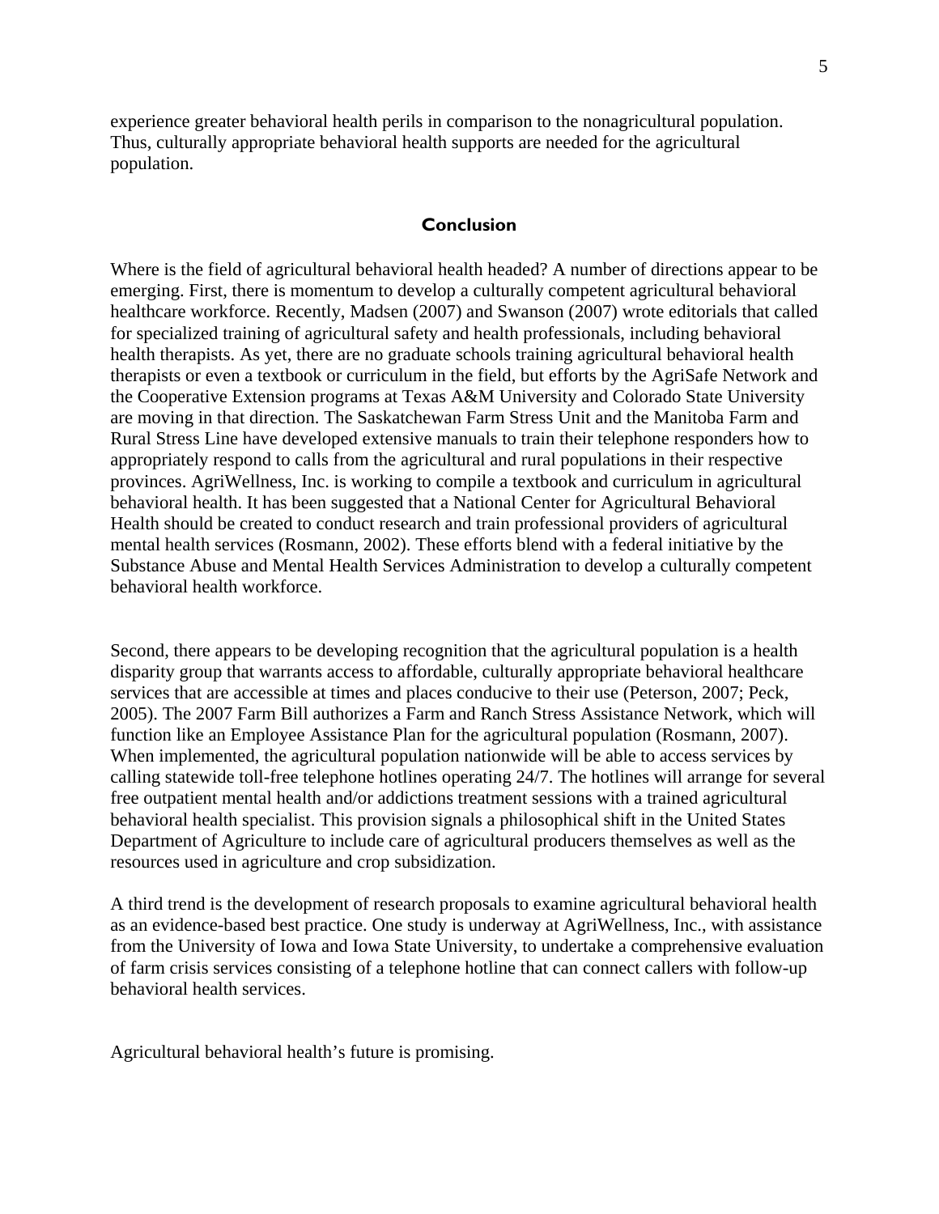experience greater behavioral health perils in comparison to the nonagricultural population. Thus, culturally appropriate behavioral health supports are needed for the agricultural population.

## Conclusion

Where is the field of agricultural behavioral health headed? A number of directions appear to be emerging. First, there is momentum to develop a culturally competent agricultural behavioral healthcare workforce. Recently, Madsen (2007) and Swanson (2007) wrote editorials that called for specialized training of agricultural safety and health professionals, including behavioral health therapists. As yet, there are no graduate schools training agricultural behavioral health therapists or even a textbook or curriculum in the field, but efforts by the AgriSafe Network and the Cooperative Extension programs at Texas A&M University and Colorado State University are moving in that direction. The Saskatchewan Farm Stress Unit and the Manitoba Farm and Rural Stress Line have developed extensive manuals to train their telephone responders how to appropriately respond to calls from the agricultural and rural populations in their respective provinces. AgriWellness, Inc. is working to compile a textbook and curriculum in agricultural behavioral health. It has been suggested that a National Center for Agricultural Behavioral Health should be created to conduct research and train professional providers of agricultural mental health services (Rosmann, 2002). These efforts blend with a federal initiative by the Substance Abuse and Mental Health Services Administration to develop a culturally competent behavioral health workforce.

Second, there appears to be developing recognition that the agricultural population is a health disparity group that warrants access to affordable, culturally appropriate behavioral healthcare services that are accessible at times and places conducive to their use (Peterson, 2007; Peck, 2005). The 2007 Farm Bill authorizes a Farm and Ranch Stress Assistance Network, which will function like an Employee Assistance Plan for the agricultural population (Rosmann, 2007). When implemented, the agricultural population nationwide will be able to access services by calling statewide toll-free telephone hotlines operating 24/7. The hotlines will arrange for several free outpatient mental health and/or addictions treatment sessions with a trained agricultural behavioral health specialist. This provision signals a philosophical shift in the United States Department of Agriculture to include care of agricultural producers themselves as well as the resources used in agriculture and crop subsidization.

A third trend is the development of research proposals to examine agricultural behavioral health as an evidence-based best practice. One study is underway at AgriWellness, Inc., with assistance from the University of Iowa and Iowa State University, to undertake a comprehensive evaluation of farm crisis services consisting of a telephone hotline that can connect callers with follow-up behavioral health services.

Agricultural behavioral health's future is promising.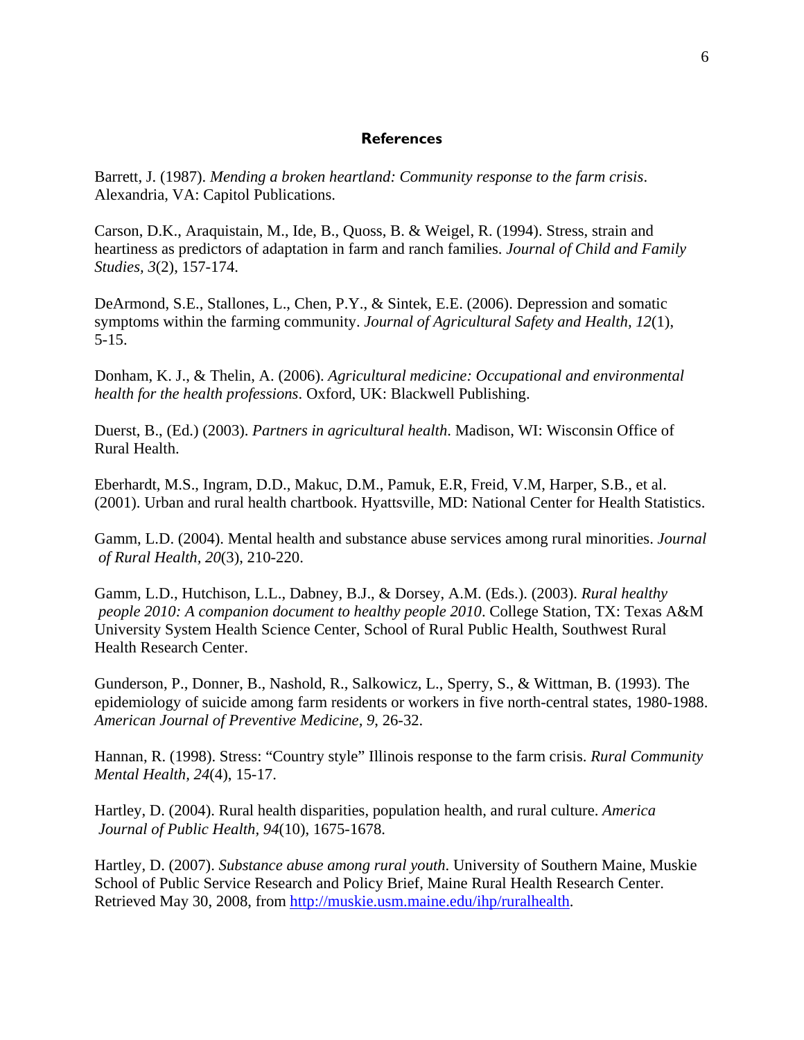## References

Barrett, J. (1987). *Mending a broken heartland: Community response to the farm crisis*. Alexandria, VA: Capitol Publications.

Carson, D.K., Araquistain, M., Ide, B., Quoss, B. & Weigel, R. (1994). Stress, strain and heartiness as predictors of adaptation in farm and ranch families. *Journal of Child and Family Studies, 3*(2), 157-174.

DeArmond, S.E., Stallones, L., Chen, P.Y., & Sintek, E.E. (2006). Depression and somatic symptoms within the farming community. *Journal of Agricultural Safety and Health, 12*(1), 5-15.

Donham, K. J., & Thelin, A. (2006). *Agricultural medicine: Occupational and environmental health for the health professions*. Oxford, UK: Blackwell Publishing.

Duerst, B., (Ed.) (2003). *Partners in agricultural health*. Madison, WI: Wisconsin Office of Rural Health.

Eberhardt, M.S., Ingram, D.D., Makuc, D.M., Pamuk, E.R, Freid, V.M, Harper, S.B., et al. (2001). Urban and rural health chartbook. Hyattsville, MD: National Center for Health Statistics.

Gamm, L.D. (2004). Mental health and substance abuse services among rural minorities. *Journal of Rural Health, 20*(3), 210-220.

Gamm, L.D., Hutchison, L.L., Dabney, B.J., & Dorsey, A.M. (Eds.). (2003). *Rural healthy people 2010: A companion document to healthy people 2010*. College Station, TX: Texas A&M University System Health Science Center, School of Rural Public Health, Southwest Rural Health Research Center.

Gunderson, P., Donner, B., Nashold, R., Salkowicz, L., Sperry, S., & Wittman, B. (1993). The epidemiology of suicide among farm residents or workers in five north-central states, 1980-1988. *American Journal of Preventive Medicine, 9*, 26-32.

Hannan, R. (1998). Stress: "Country style" Illinois response to the farm crisis. *Rural Community Mental Health, 24*(4), 15-17.

Hartley, D. (2004). Rural health disparities, population health, and rural culture. *America Journal of Public Health, 94*(10), 1675-1678.

Hartley, D. (2007). *Substance abuse among rural youth*. University of Southern Maine, Muskie School of Public Service Research and Policy Brief, Maine Rural Health Research Center. Retrieved May 30, 2008, from http://muskie.usm.maine.edu/ihp/ruralhealth.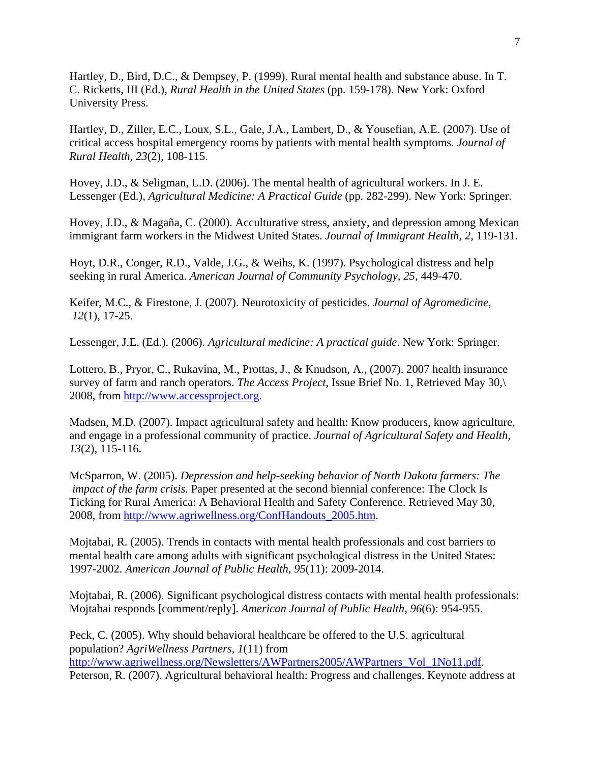Hartley, D., Bird, D.C., & Dempsey, P. (1999). Rural mental health and substance abuse. In T. C. Ricketts, III (Ed.), *Rural Health in the United States* (pp. 159-178). New York: Oxford University Press.

Hartley, D., Ziller, E.C., Loux, S.L., Gale, J.A., Lambert, D., & Yousefian, A.E. (2007). Use of critical access hospital emergency rooms by patients with mental health symptoms. *Journal of Rural Health, 23*(2), 108-115.

Hovey, J.D., & Seligman, L.D. (2006). The mental health of agricultural workers. In J. E. Lessenger (Ed.), *Agricultural Medicine: A Practical Guide* (pp. 282-299). New York: Springer.

Hovey, J.D., & Magaña, C. (2000). Acculturative stress, anxiety, and depression among Mexican immigrant farm workers in the Midwest United States. *Journal of Immigrant Health*, *2*, 119-131.

Hoyt, D.R., Conger, R.D., Valde, J.G., & Weihs, K. (1997). Psychological distress and help seeking in rural America. *American Journal of Community Psychology*, *25*, 449-470.

Keifer, M.C., & Firestone, J. (2007). Neurotoxicity of pesticides. *Journal of Agromedicine, 12*(1), 17-25.

Lessenger, J.E. (Ed.). (2006). *Agricultural medicine: A practical guide*. New York: Springer.

Lottero, B., Pryor, C., Rukavina, M., Prottas, J., & Knudson, A., (2007). 2007 health insurance survey of farm and ranch operators. *The Access Project*, Issue Brief No. 1, Retrieved May 30,\ 2008, from http://www.accessproject.org.

Madsen, M.D. (2007). Impact agricultural safety and health: Know producers, know agriculture, and engage in a professional community of practice. *Journal of Agricultural Safety and Health, 13*(2), 115-116.

McSparron, W. (2005). *Depression and help-seeking behavior of North Dakota farmers: The impact of the farm crisis.* Paper presented at the second biennial conference: The Clock Is Ticking for Rural America: A Behavioral Health and Safety Conference. Retrieved May 30, 2008, from http://www.agriwellness.org/ConfHandouts_2005.htm.

Mojtabai, R. (2005). Trends in contacts with mental health professionals and cost barriers to mental health care among adults with significant psychological distress in the United States: 1997-2002. *American Journal of Public Health*, *95*(11): 2009-2014.

Mojtabai, R. (2006). Significant psychological distress contacts with mental health professionals: Mojtabai responds [comment/reply]. *American Journal of Public Health*, *96*(6): 954-955.

Peck, C. (2005). Why should behavioral healthcare be offered to the U.S. agricultural population? *AgriWellness Partners*, *1*(11) from http://www.agriwellness.org/Newsletters/AWPartners2005/AWPartners_Vol_1No11.pdf.

Peterson, R. (2007). Agricultural behavioral health: Progress and challenges. Keynote address at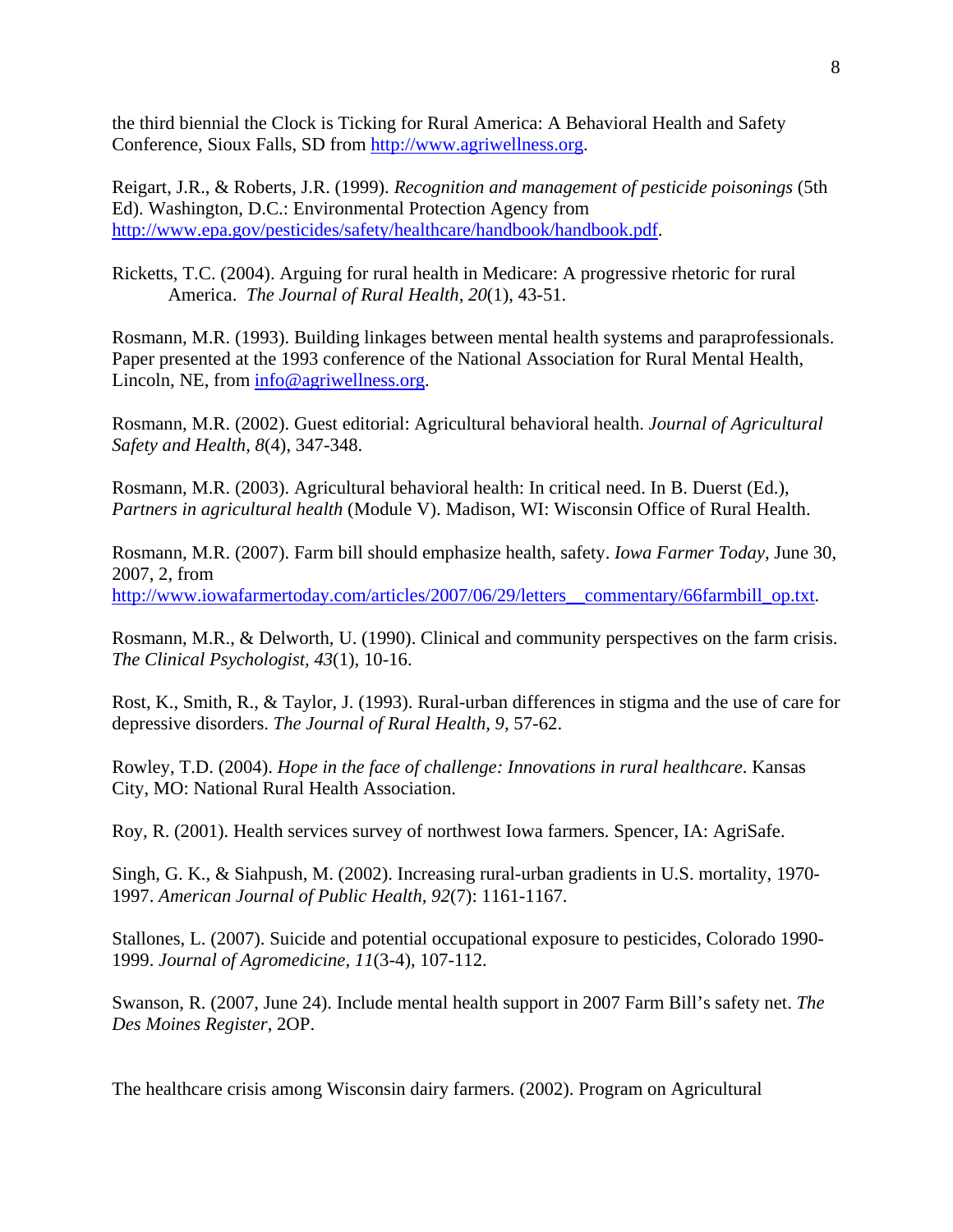the third biennial the Clock is Ticking for Rural America: A Behavioral Health and Safety Conference, Sioux Falls, SD from http://www.agriwellness.org.

Reigart, J.R., & Roberts, J.R. (1999). *Recognition and management of pesticide poisonings* (5th Ed). Washington, D.C.: Environmental Protection Agency from http://www.epa.gov/pesticides/safety/healthcare/handbook/handbook.pdf.

Ricketts, T.C. (2004). Arguing for rural health in Medicare: A progressive rhetoric for rural America. *The Journal of Rural Health, 20*(1), 43-51.

Rosmann, M.R. (1993). Building linkages between mental health systems and paraprofessionals. Paper presented at the 1993 conference of the National Association for Rural Mental Health, Lincoln, NE, from info@agriwellness.org.

Rosmann, M.R. (2002). Guest editorial: Agricultural behavioral health. *Journal of Agricultural Safety and Health, 8*(4), 347-348.

Rosmann, M.R. (2003). Agricultural behavioral health: In critical need. In B. Duerst (Ed.), *Partners in agricultural health* (Module V). Madison, WI: Wisconsin Office of Rural Health.

Rosmann, M.R. (2007). Farm bill should emphasize health, safety. *Iowa Farmer Today*, June 30, 2007, 2, from http://www.iowafarmertoday.com/articles/2007/06/29/letters__commentary/66farmbill_op.txt.

Rosmann, M.R., & Delworth, U. (1990). Clinical and community perspectives on the farm crisis. *The Clinical Psychologist, 43*(1), 10-16.

Rost, K., Smith, R., & Taylor, J. (1993). Rural-urban differences in stigma and the use of care for depressive disorders. *The Journal of Rural Health, 9*, 57-62.

Rowley, T.D. (2004). *Hope in the face of challenge: Innovations in rural healthcare*. Kansas City, MO: National Rural Health Association.

Roy, R. (2001). Health services survey of northwest Iowa farmers. Spencer, IA: AgriSafe.

Singh, G. K., & Siahpush, M. (2002). Increasing rural-urban gradients in U.S. mortality, 1970-1997. *American Journal of Public Health, 92*(7): 1161-1167.

Stallones, L. (2007). Suicide and potential occupational exposure to pesticides, Colorado 1990-1999. *Journal of Agromedicine, 11*(3-4), 107-112.

Swanson, R. (2007, June 24). Include mental health support in 2007 Farm Bill's safety net. *The Des Moines Register*, 2OP.

The healthcare crisis among Wisconsin dairy farmers. (2002). Program on Agricultural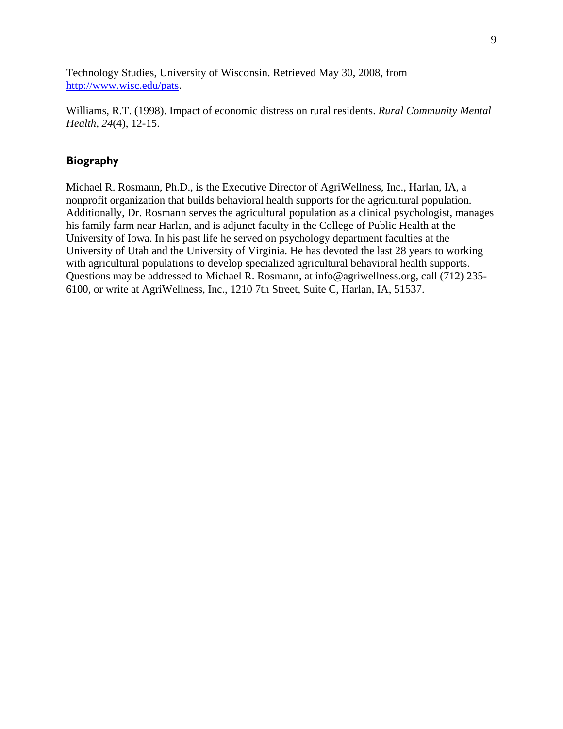Technology Studies, University of Wisconsin. Retrieved May 30, 2008, from http://www.wisc.edu/pats.

Williams, R.T. (1998). Impact of economic distress on rural residents. *Rural Community Mental Health, 24*(4), 12-15.

## Biography

Michael R. Rosmann, Ph.D., is the Executive Director of AgriWellness, Inc., Harlan, IA, a nonprofit organization that builds behavioral health supports for the agricultural population. Additionally, Dr. Rosmann serves the agricultural population as a clinical psychologist, manages his family farm near Harlan, and is adjunct faculty in the College of Public Health at the University of Iowa. In his past life he served on psychology department faculties at the University of Utah and the University of Virginia. He has devoted the last 28 years to working with agricultural populations to develop specialized agricultural behavioral health supports. Questions may be addressed to Michael R. Rosmann, at info@agriwellness.org, call (712) 235-6100, or write at AgriWellness, Inc., 1210 7th Street, Suite C, Harlan, IA, 51537.